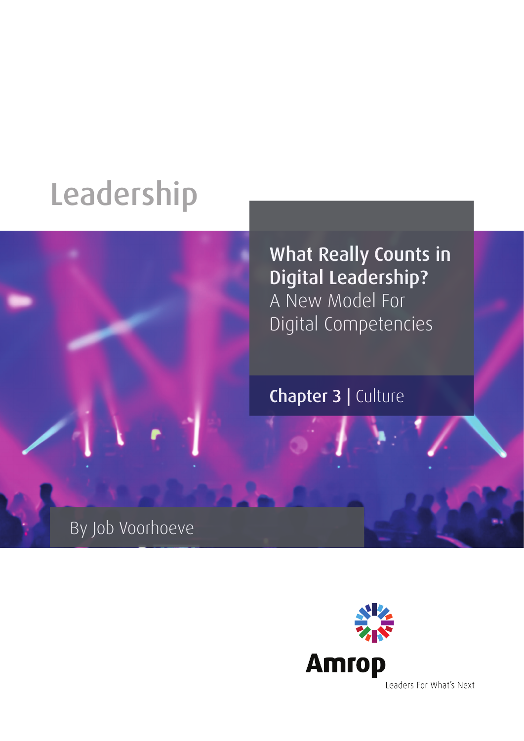Leadership

# What Really Counts in Digital Leadership?

## A New Model For Digital Competencies

**Chapter 3 |** Culture

By Job Voorhoeve

Amrop

Leaders For What's Next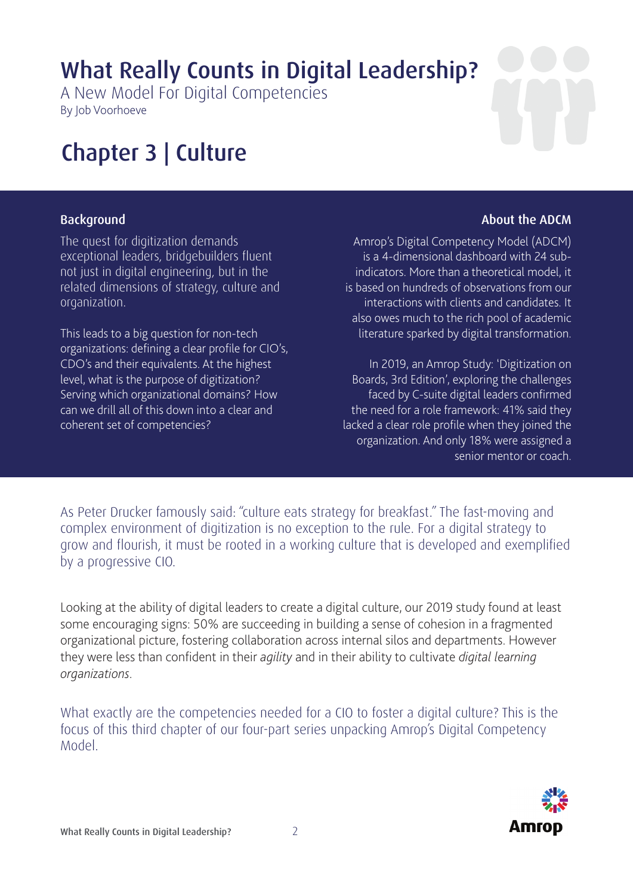# What Really Counts in Digital Leadership?

A New Model For Digital Competencies

By Job Voorhoeve

## Chapter 3 | Culture

### Background

The quest for digitization demands exceptional leaders, bridgebuilders fluent not just in digital engineering, but in the related dimensions of strategy, culture and organization.

This leads to a big question for non-tech organizations: defining a clear profile for CIO's, CDO's and their equivalents. At the highest level, what is the purpose of digitization? Serving which organizational domains? How can we drill all of this down into a clear and coherent set of competencies?

### About the ADCM

Amrop's Digital Competency Model (ADCM) is a 4-dimensional dashboard with 24 sub-indicators. More than a theoretical model, it is based on hundreds of observations from our interactions with clients and candidates. It also owes much to the rich pool of academic literature sparked by digital transformation.

In 2019, an Amrop Study: 'Digitization on Boards, 3rd Edition', exploring the challenges faced by C-suite digital leaders confirmed the need for a role framework: 41% said they lacked a clear role profile when they joined the organization. And only 18% were assigned a senior mentor or coach.

As Peter Drucker famously said: "culture eats strategy for breakfast." The fast-moving and complex environment of digitization is no exception to the rule. For a digital strategy to grow and flourish, it must be rooted in a working culture that is developed and exemplified by a progressive CIO.

Looking at the ability of digital leaders to create a digital culture, our 2019 study found at least some encouraging signs: 50% are succeeding in building a sense of cohesion in a fragmented organizational picture, fostering collaboration across internal silos and departments. However they were less than confident in their *agility* and in their ability to cultivate *digital learning organizations*.

What exactly are the competencies needed for a CIO to foster a digital culture? This is the focus of this third chapter of our four-part series unpacking Amrop's Digital Competency Model.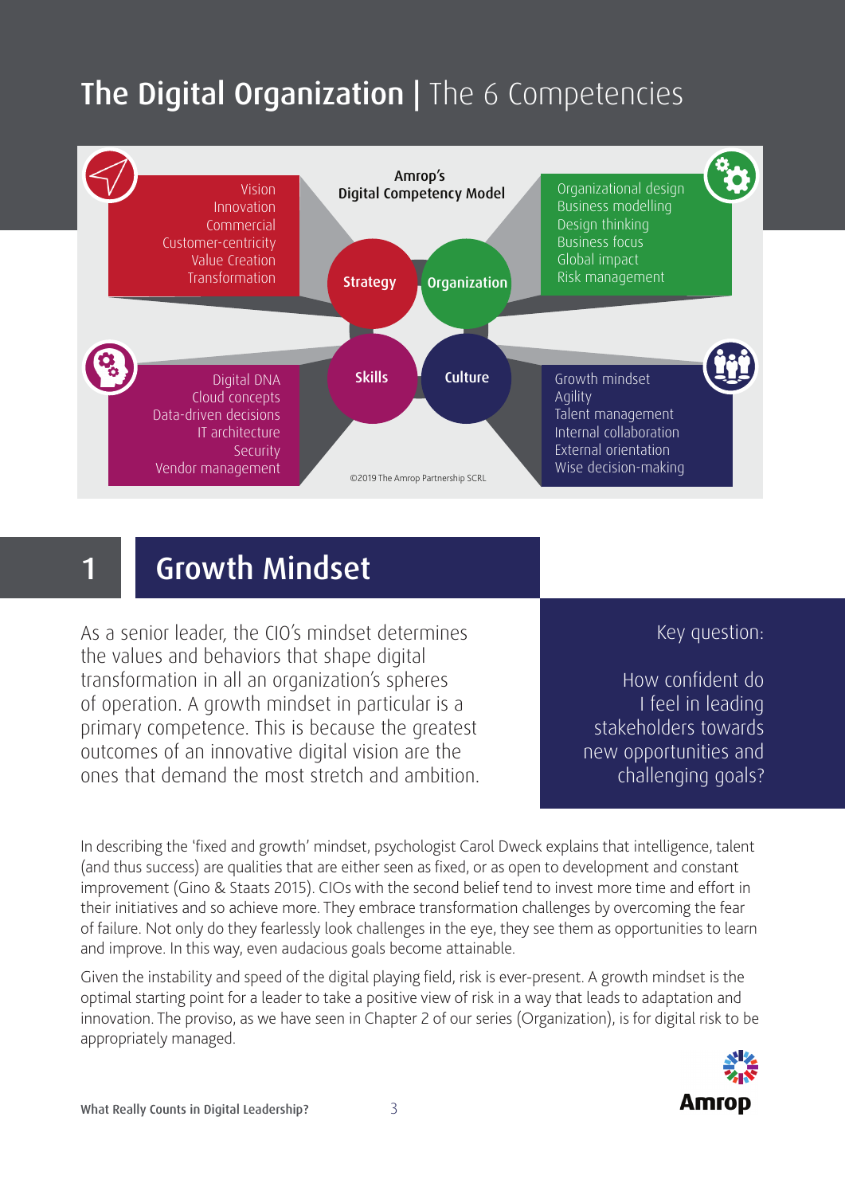# The Digital Organization | The 6 Competencies

**Amrop's Digital Competency Model**

**Strategy**
- Vision
- Innovation
- Commercial
- Customer-centricity
- Value Creation
- Transformation

**Organization**
- Organizational design
- Business modelling
- Design thinking
- Business focus
- Global impact
- Risk management

**Skills**
- Digital DNA
- Cloud concepts
- Data-driven decisions
- IT architecture
- Security
- Vendor management

**Culture**
- Growth mindset
- Agility
- Talent management
- Internal collaboration
- External orientation
- Wise decision-making

©2019 The Amrop Partnership SCRL

## 1 Growth Mindset

As a senior leader, the CIO's mindset determines the values and behaviors that shape digital transformation in all an organization's spheres of operation. A growth mindset in particular is a primary competence. This is because the greatest outcomes of an innovative digital vision are the ones that demand the most stretch and ambition.

Key question:

How confident do I feel in leading stakeholders towards new opportunities and challenging goals?

In describing the 'fixed and growth' mindset, psychologist Carol Dweck explains that intelligence, talent (and thus success) are qualities that are either seen as fixed, or as open to development and constant improvement (Gino & Staats 2015). CIOs with the second belief tend to invest more time and effort in their initiatives and so achieve more. They embrace transformation challenges by overcoming the fear of failure. Not only do they fearlessly look challenges in the eye, they see them as opportunities to learn and improve. In this way, even audacious goals become attainable.

Given the instability and speed of the digital playing field, risk is ever-present. A growth mindset is the optimal starting point for a leader to take a positive view of risk in a way that leads to adaptation and innovation. The proviso, as we have seen in Chapter 2 of our series (Organization), is for digital risk to be appropriately managed.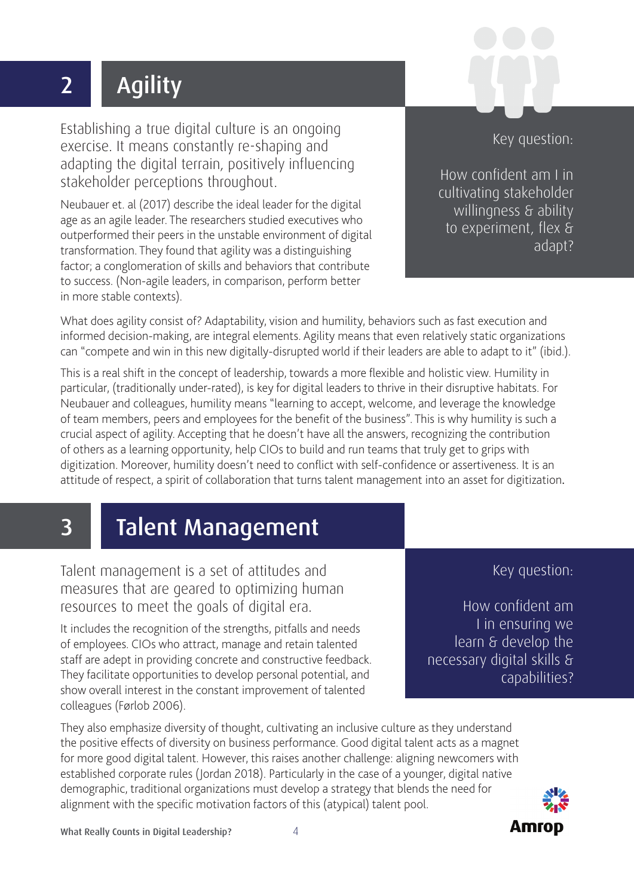## 2 Agility

Establishing a true digital culture is an ongoing exercise. It means constantly re-shaping and adapting the digital terrain, positively influencing stakeholder perceptions throughout.

Neubauer et. al (2017) describe the ideal leader for the digital age as an agile leader. The researchers studied executives who outperformed their peers in the unstable environment of digital transformation. They found that agility was a distinguishing factor; a conglomeration of skills and behaviors that contribute to success. (Non-agile leaders, in comparison, perform better in more stable contexts).

> Key question:
>
> How confident am I in cultivating stakeholder willingness & ability to experiment, flex & adapt?

What does agility consist of? Adaptability, vision and humility, behaviors such as fast execution and informed decision-making, are integral elements. Agility means that even relatively static organizations can "compete and win in this new digitally-disrupted world if their leaders are able to adapt to it" (ibid.).

This is a real shift in the concept of leadership, towards a more flexible and holistic view. Humility in particular, (traditionally under-rated), is key for digital leaders to thrive in their disruptive habitats. For Neubauer and colleagues, humility means "learning to accept, welcome, and leverage the knowledge of team members, peers and employees for the benefit of the business". This is why humility is such a crucial aspect of agility. Accepting that he doesn't have all the answers, recognizing the contribution of others as a learning opportunity, help CIOs to build and run teams that truly get to grips with digitization. Moreover, humility doesn't need to conflict with self-confidence or assertiveness. It is an attitude of respect, a spirit of collaboration that turns talent management into an asset for digitization.

## 3 Talent Management

Talent management is a set of attitudes and measures that are geared to optimizing human resources to meet the goals of digital era.

It includes the recognition of the strengths, pitfalls and needs of employees. CIOs who attract, manage and retain talented staff are adept in providing concrete and constructive feedback. They facilitate opportunities to develop personal potential, and show overall interest in the constant improvement of talented colleagues (Førlob 2006).

> Key question:
>
> How confident am I in ensuring we learn & develop the necessary digital skills & capabilities?

They also emphasize diversity of thought, cultivating an inclusive culture as they understand the positive effects of diversity on business performance. Good digital talent acts as a magnet for more good digital talent. However, this raises another challenge: aligning newcomers with established corporate rules (Jordan 2018). Particularly in the case of a younger, digital native demographic, traditional organizations must develop a strategy that blends the need for alignment with the specific motivation factors of this (atypical) talent pool.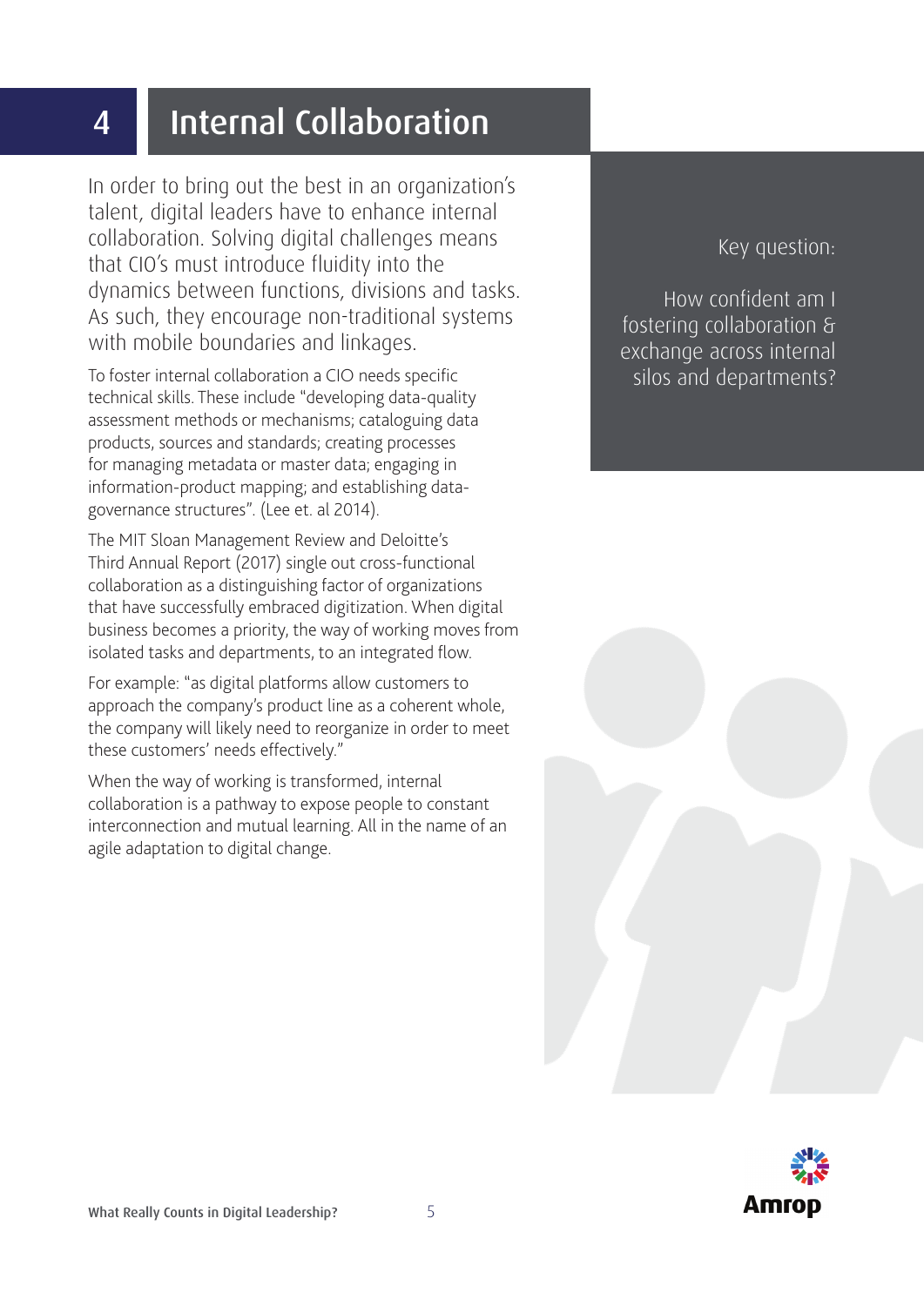# 4 Internal Collaboration

In order to bring out the best in an organization's talent, digital leaders have to enhance internal collaboration. Solving digital challenges means that CIO's must introduce fluidity into the dynamics between functions, divisions and tasks. As such, they encourage non-traditional systems with mobile boundaries and linkages.

To foster internal collaboration a CIO needs specific technical skills. These include "developing data-quality assessment methods or mechanisms; cataloguing data products, sources and standards; creating processes for managing metadata or master data; engaging in information-product mapping; and establishing data-governance structures". (Lee et. al 2014).

The MIT Sloan Management Review and Deloitte's Third Annual Report (2017) single out cross-functional collaboration as a distinguishing factor of organizations that have successfully embraced digitization. When digital business becomes a priority, the way of working moves from isolated tasks and departments, to an integrated flow.

For example: "as digital platforms allow customers to approach the company's product line as a coherent whole, the company will likely need to reorganize in order to meet these customers' needs effectively."

When the way of working is transformed, internal collaboration is a pathway to expose people to constant interconnection and mutual learning. All in the name of an agile adaptation to digital change.

Key question:

How confident am I fostering collaboration & exchange across internal silos and departments?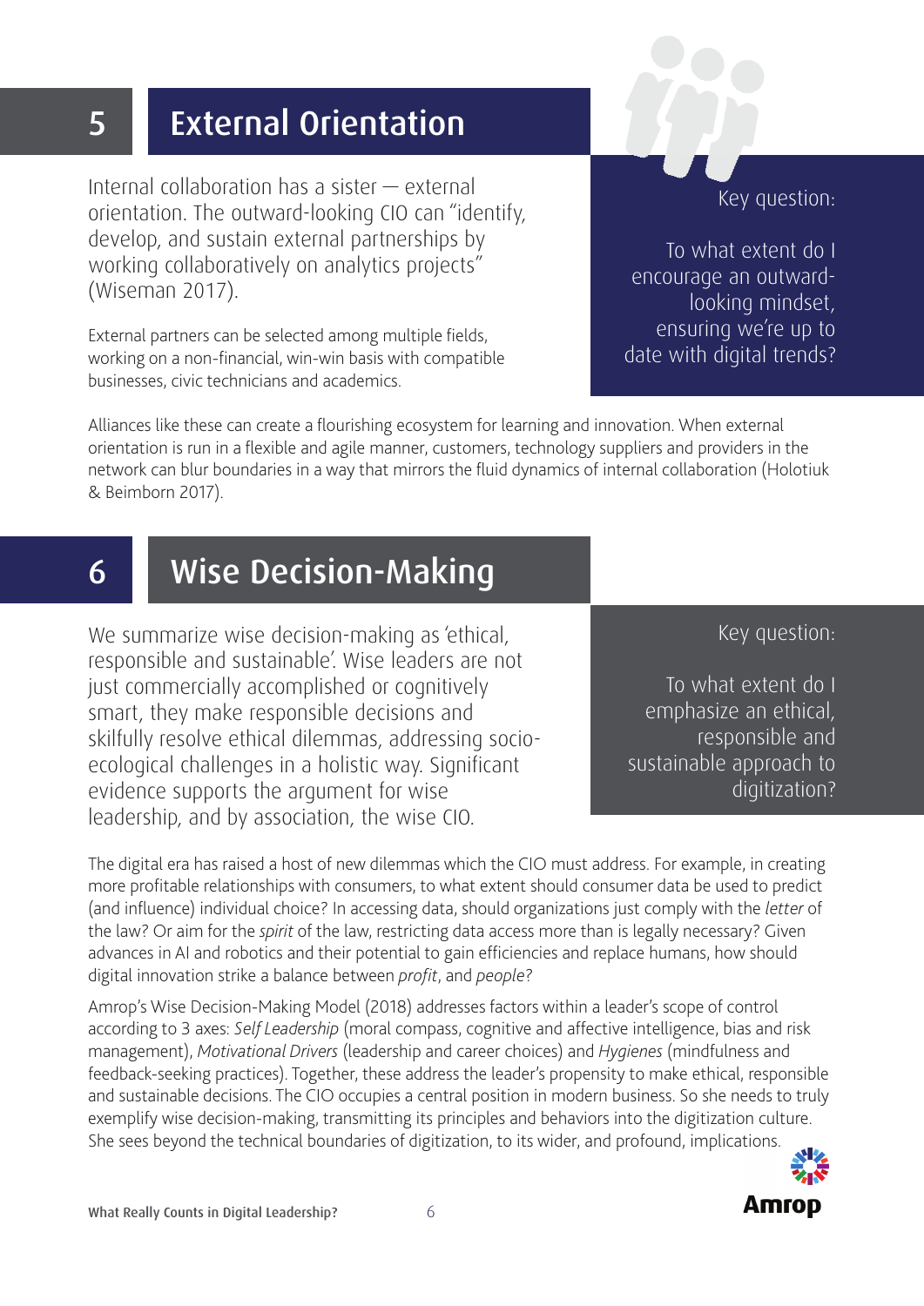## 5 External Orientation

Internal collaboration has a sister — external orientation. The outward-looking CIO can "identify, develop, and sustain external partnerships by working collaboratively on analytics projects" (Wiseman 2017).

External partners can be selected among multiple fields, working on a non-financial, win-win basis with compatible businesses, civic technicians and academics.

Key question:

To what extent do I encourage an outward-looking mindset, ensuring we're up to date with digital trends?

Alliances like these can create a flourishing ecosystem for learning and innovation. When external orientation is run in a flexible and agile manner, customers, technology suppliers and providers in the network can blur boundaries in a way that mirrors the fluid dynamics of internal collaboration (Holotiuk & Beimborn 2017).

## 6 Wise Decision-Making

We summarize wise decision-making as 'ethical, responsible and sustainable'. Wise leaders are not just commercially accomplished or cognitively smart, they make responsible decisions and skilfully resolve ethical dilemmas, addressing socio-ecological challenges in a holistic way. Significant evidence supports the argument for wise leadership, and by association, the wise CIO.

Key question:

To what extent do I emphasize an ethical, responsible and sustainable approach to digitization?

The digital era has raised a host of new dilemmas which the CIO must address. For example, in creating more profitable relationships with consumers, to what extent should consumer data be used to predict (and influence) individual choice? In accessing data, should organizations just comply with the *letter* of the law? Or aim for the *spirit* of the law, restricting data access more than is legally necessary? Given advances in AI and robotics and their potential to gain efficiencies and replace humans, how should digital innovation strike a balance between *profit*, and *people*?

Amrop's Wise Decision-Making Model (2018) addresses factors within a leader's scope of control according to 3 axes: *Self Leadership* (moral compass, cognitive and affective intelligence, bias and risk management), *Motivational Drivers* (leadership and career choices) and *Hygienes* (mindfulness and feedback-seeking practices). Together, these address the leader's propensity to make ethical, responsible and sustainable decisions. The CIO occupies a central position in modern business. So she needs to truly exemplify wise decision-making, transmitting its principles and behaviors into the digitization culture. She sees beyond the technical boundaries of digitization, to its wider, and profound, implications.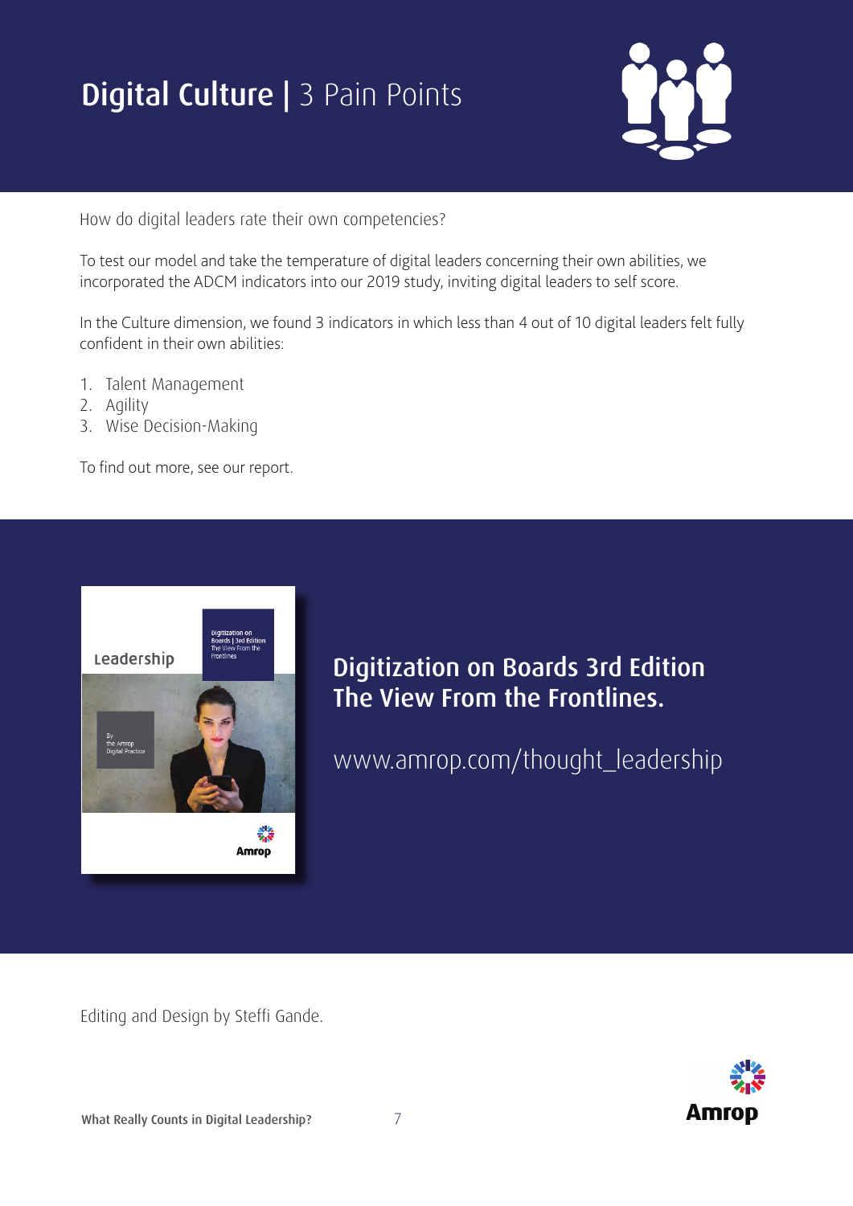# Digital Culture | 3 Pain Points

How do digital leaders rate their own competencies?

To test our model and take the temperature of digital leaders concerning their own abilities, we incorporated the ADCM indicators into our 2019 study, inviting digital leaders to self score.

In the Culture dimension, we found 3 indicators in which less than 4 out of 10 digital leaders felt fully confident in their own abilities:

1. Talent Management
2. Agility
3. Wise Decision-Making

To find out more, see our report.

## Digitization on Boards 3rd Edition The View From the Frontlines.

www.amrop.com/thought_leadership

Editing and Design by Steffi Gande.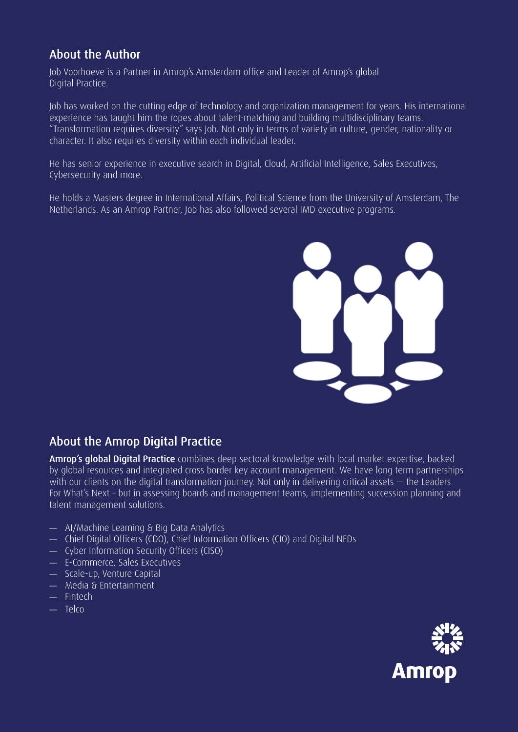## About the Author

Job Voorhoeve is a Partner in Amrop's Amsterdam office and Leader of Amrop's global Digital Practice.

Job has worked on the cutting edge of technology and organization management for years. His international experience has taught him the ropes about talent-matching and building multidisciplinary teams. "Transformation requires diversity" says Job. Not only in terms of variety in culture, gender, nationality or character. It also requires diversity within each individual leader.

He has senior experience in executive search in Digital, Cloud, Artificial Intelligence, Sales Executives, Cybersecurity and more.

He holds a Masters degree in International Affairs, Political Science from the University of Amsterdam, The Netherlands. As an Amrop Partner, Job has also followed several IMD executive programs.

## About the Amrop Digital Practice

**Amrop's global Digital Practice** combines deep sectoral knowledge with local market expertise, backed by global resources and integrated cross border key account management. We have long term partnerships with our clients on the digital transformation journey. Not only in delivering critical assets — the Leaders For What's Next – but in assessing boards and management teams, implementing succession planning and talent management solutions.

- AI/Machine Learning & Big Data Analytics
- Chief Digital Officers (CDO), Chief Information Officers (CIO) and Digital NEDs
- Cyber Information Security Officers (CISO)
- E-Commerce, Sales Executives
- Scale-up, Venture Capital
- Media & Entertainment
- Fintech
- Telco

Amrop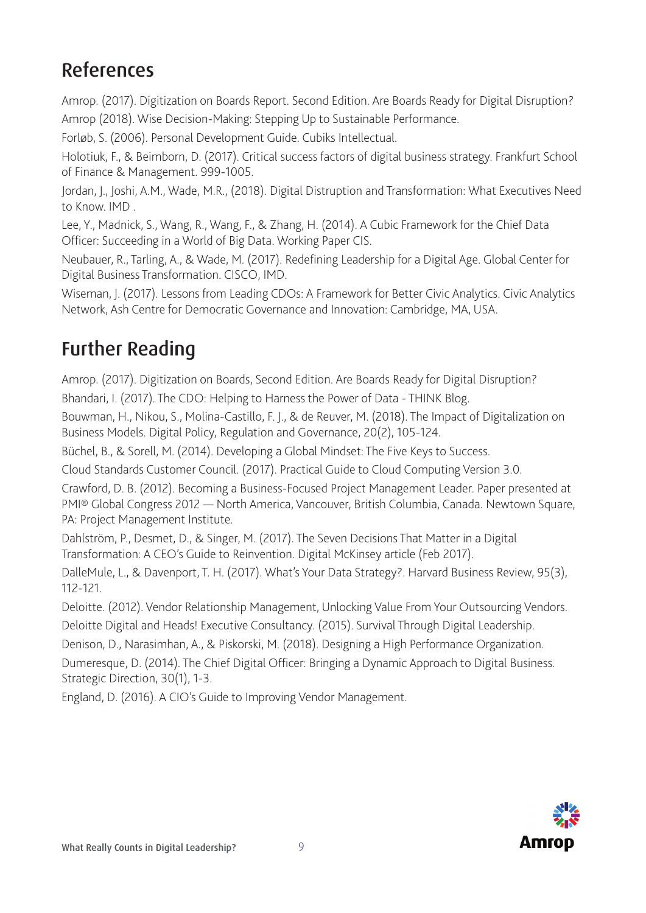## References

Amrop. (2017). Digitization on Boards Report. Second Edition. Are Boards Ready for Digital Disruption?

Amrop (2018). Wise Decision-Making: Stepping Up to Sustainable Performance.

Forløb, S. (2006). Personal Development Guide. Cubiks Intellectual.

Holotiuk, F., & Beimborn, D. (2017). Critical success factors of digital business strategy. Frankfurt School of Finance & Management. 999-1005.

Jordan, J., Joshi, A.M., Wade, M.R., (2018). Digital Distruption and Transformation: What Executives Need to Know. IMD .

Lee, Y., Madnick, S., Wang, R., Wang, F., & Zhang, H. (2014). A Cubic Framework for the Chief Data Officer: Succeeding in a World of Big Data. Working Paper CIS.

Neubauer, R., Tarling, A., & Wade, M. (2017). Redefining Leadership for a Digital Age. Global Center for Digital Business Transformation. CISCO, IMD.

Wiseman, J. (2017). Lessons from Leading CDOs: A Framework for Better Civic Analytics. Civic Analytics Network, Ash Centre for Democratic Governance and Innovation: Cambridge, MA, USA.

## Further Reading

Amrop. (2017). Digitization on Boards, Second Edition. Are Boards Ready for Digital Disruption?

Bhandari, I. (2017). The CDO: Helping to Harness the Power of Data - THINK Blog.

Bouwman, H., Nikou, S., Molina-Castillo, F. J., & de Reuver, M. (2018). The Impact of Digitalization on Business Models. Digital Policy, Regulation and Governance, 20(2), 105-124.

Büchel, B., & Sorell, M. (2014). Developing a Global Mindset: The Five Keys to Success.

Cloud Standards Customer Council. (2017). Practical Guide to Cloud Computing Version 3.0.

Crawford, D. B. (2012). Becoming a Business-Focused Project Management Leader. Paper presented at PMI® Global Congress 2012 — North America, Vancouver, British Columbia, Canada. Newtown Square, PA: Project Management Institute.

Dahlström, P., Desmet, D., & Singer, M. (2017). The Seven Decisions That Matter in a Digital Transformation: A CEO's Guide to Reinvention. Digital McKinsey article (Feb 2017).

DalleMule, L., & Davenport, T. H. (2017). What's Your Data Strategy?. Harvard Business Review, 95(3), 112-121.

Deloitte. (2012). Vendor Relationship Management, Unlocking Value From Your Outsourcing Vendors.

Deloitte Digital and Heads! Executive Consultancy. (2015). Survival Through Digital Leadership.

Denison, D., Narasimhan, A., & Piskorski, M. (2018). Designing a High Performance Organization.

Dumeresque, D. (2014). The Chief Digital Officer: Bringing a Dynamic Approach to Digital Business. Strategic Direction, 30(1), 1-3.

England, D. (2016). A CIO's Guide to Improving Vendor Management.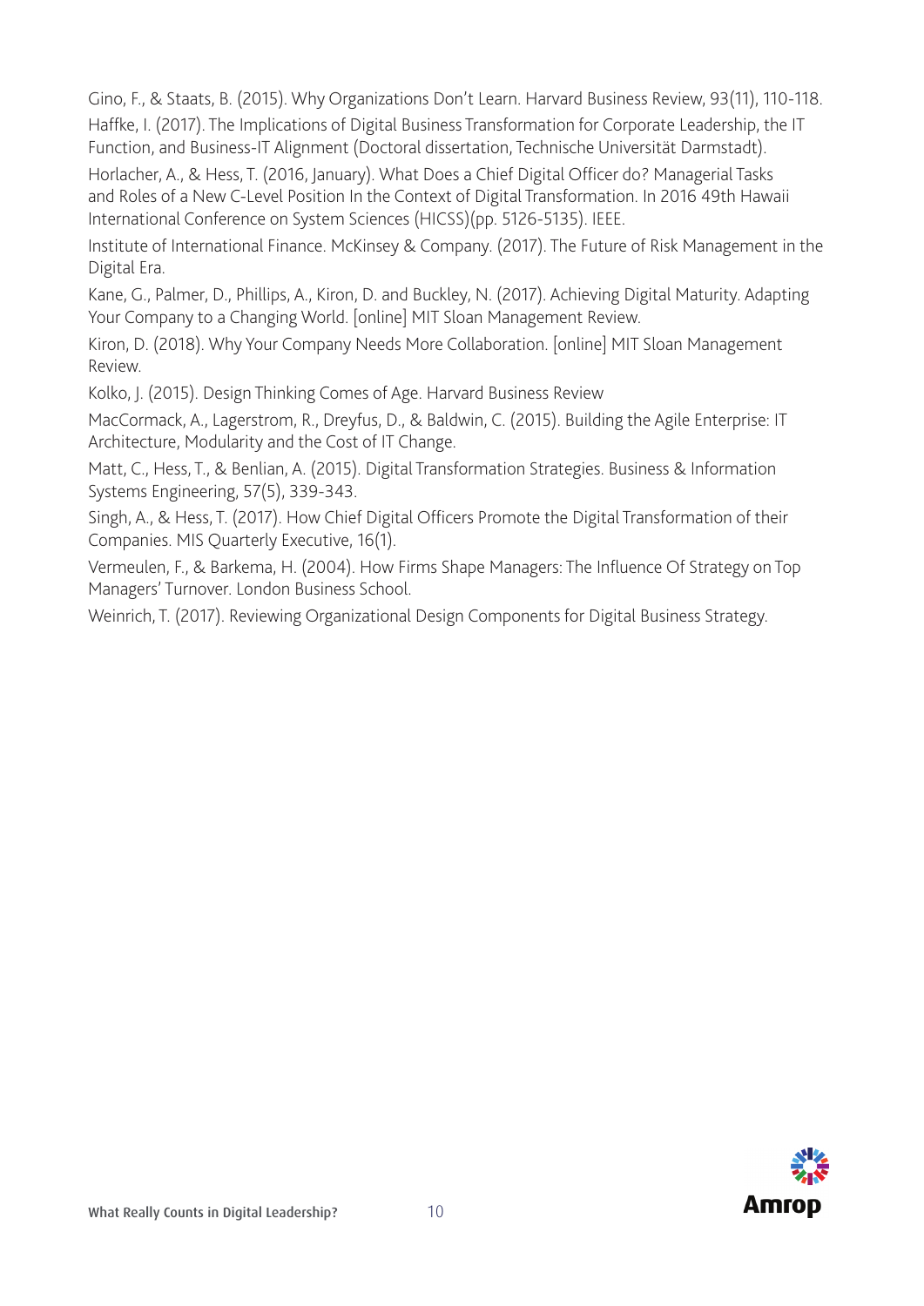Gino, F., & Staats, B. (2015). Why Organizations Don't Learn. Harvard Business Review, 93(11), 110-118.

Haffke, I. (2017). The Implications of Digital Business Transformation for Corporate Leadership, the IT Function, and Business-IT Alignment (Doctoral dissertation, Technische Universität Darmstadt).

Horlacher, A., & Hess, T. (2016, January). What Does a Chief Digital Officer do? Managerial Tasks and Roles of a New C-Level Position In the Context of Digital Transformation. In 2016 49th Hawaii International Conference on System Sciences (HICSS)(pp. 5126-5135). IEEE.

Institute of International Finance. McKinsey & Company. (2017). The Future of Risk Management in the Digital Era.

Kane, G., Palmer, D., Phillips, A., Kiron, D. and Buckley, N. (2017). Achieving Digital Maturity. Adapting Your Company to a Changing World. [online] MIT Sloan Management Review.

Kiron, D. (2018). Why Your Company Needs More Collaboration. [online] MIT Sloan Management Review.

Kolko, J. (2015). Design Thinking Comes of Age. Harvard Business Review

MacCormack, A., Lagerstrom, R., Dreyfus, D., & Baldwin, C. (2015). Building the Agile Enterprise: IT Architecture, Modularity and the Cost of IT Change.

Matt, C., Hess, T., & Benlian, A. (2015). Digital Transformation Strategies. Business & Information Systems Engineering, 57(5), 339-343.

Singh, A., & Hess, T. (2017). How Chief Digital Officers Promote the Digital Transformation of their Companies. MIS Quarterly Executive, 16(1).

Vermeulen, F., & Barkema, H. (2004). How Firms Shape Managers: The Influence Of Strategy on Top Managers' Turnover. London Business School.

Weinrich, T. (2017). Reviewing Organizational Design Components for Digital Business Strategy.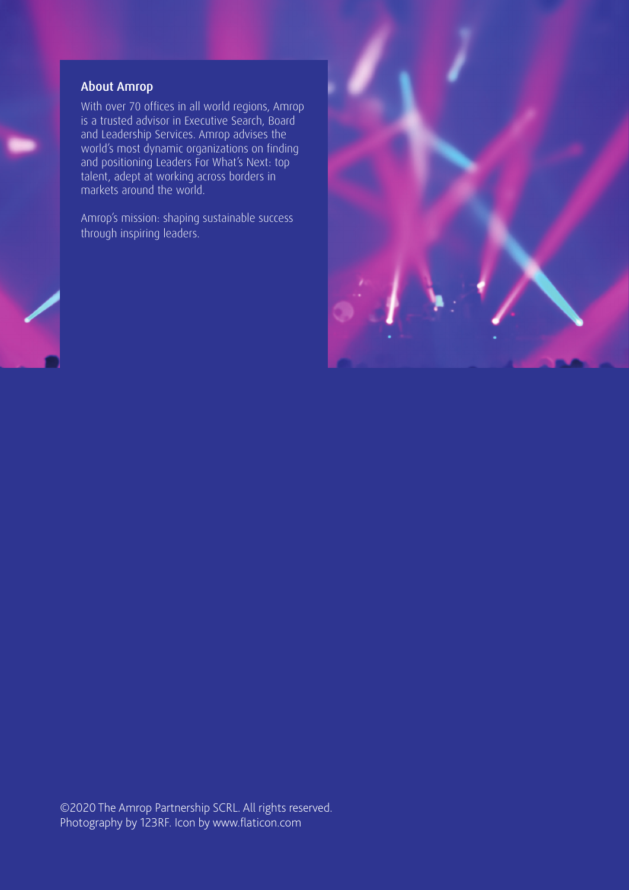## About Amrop

With over 70 offices in all world regions, Amrop is a trusted advisor in Executive Search, Board and Leadership Services. Amrop advises the world's most dynamic organizations on finding and positioning Leaders For What's Next: top talent, adept at working across borders in markets around the world.

Amrop's mission: shaping sustainable success through inspiring leaders.

©2020 The Amrop Partnership SCRL. All rights reserved.
Photography by 123RF. Icon by www.flaticon.com